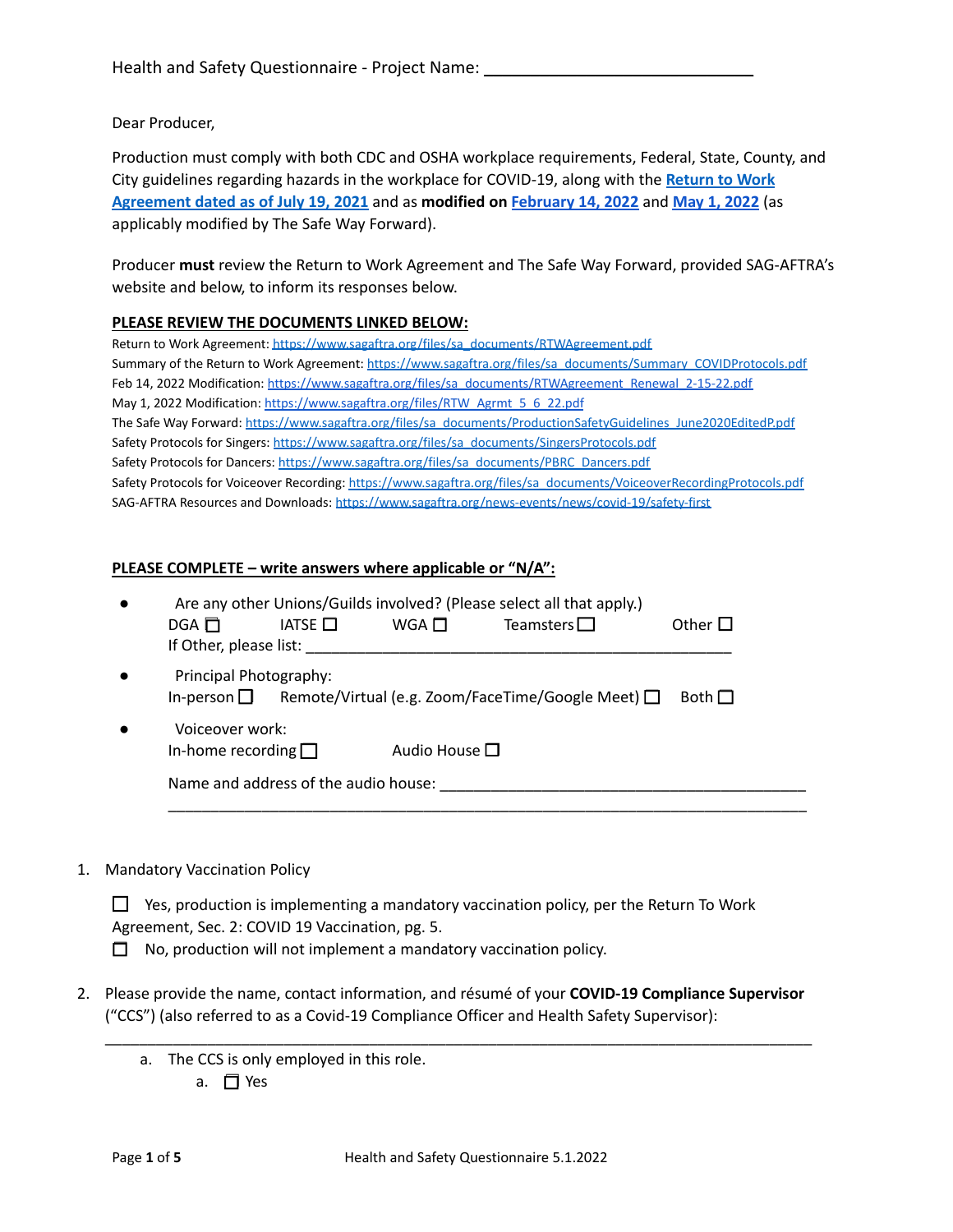Health and Safety Questionnaire - Project Name: ______________________________

Dear Producer,

Production must comply with both CDC and OSHA workplace requirements, Federal, State, County, and City guidelines regarding hazards in the workplace for COVID-19, along with the **Return to Work Agreement dated as of July 19, 2021** and as **modified on February 14, 2022** and **May 1, 2022** (as applicably modified by The Safe Way Forward).

Producer **must** review the Return to Work Agreement and The Safe Way Forward, provided SAG-AFTRA's website and below, to inform its responses below.

**PLEASE REVIEW THE DOCUMENTS LINKED BELOW:**

Return to Work Agreement: https://www.sagaftra.org/files/sa_documents/RTWAgreement.pdf
Summary of the Return to Work Agreement: https://www.sagaftra.org/files/sa_documents/Summary_COVIDProtocols.pdf
Feb 14, 2022 Modification: https://www.sagaftra.org/files/sa_documents/RTWAgreement_Renewal_2-15-22.pdf
May 1, 2022 Modification: https://www.sagaftra.org/files/RTW_Agrmt_5_6_22.pdf
The Safe Way Forward: https://www.sagaftra.org/files/sa_documents/ProductionSafetyGuidelines_June2020EditedP.pdf
Safety Protocols for Singers: https://www.sagaftra.org/files/sa_documents/SingersProtocols.pdf
Safety Protocols for Dancers: https://www.sagaftra.org/files/sa_documents/PBRC_Dancers.pdf
Safety Protocols for Voiceover Recording: https://www.sagaftra.org/files/sa_documents/VoiceoverRecordingProtocols.pdf
SAG-AFTRA Resources and Downloads: https://www.sagaftra.org/news-events/news/covid-19/safety-first

**PLEASE COMPLETE – write answers where applicable or "N/A":**

- Are any other Unions/Guilds involved? (Please select all that apply.)
  DGA ☐ IATSE ☐ WGA ☐ Teamsters ☐ Other ☐
  If Other, please list: ______________________________________________
- Principal Photography:
  In-person ☐ Remote/Virtual (e.g. Zoom/FaceTime/Google Meet) ☐ Both ☐
- Voiceover work:
  In-home recording ☐ Audio House ☐

  Name and address of the audio house: ______________________________________
  ______________________________________________________________________

1. Mandatory Vaccination Policy

   ☐ Yes, production is implementing a mandatory vaccination policy, per the Return To Work Agreement, Sec. 2: COVID 19 Vaccination, pg. 5.
   ☐ No, production will not implement a mandatory vaccination policy.

2. Please provide the name, contact information, and résumé of your **COVID-19 Compliance Supervisor** ("CCS") (also referred to as a Covid-19 Compliance Officer and Health Safety Supervisor):

   ______________________________________________________________________

   a. The CCS is only employed in this role.
      a. ☐ Yes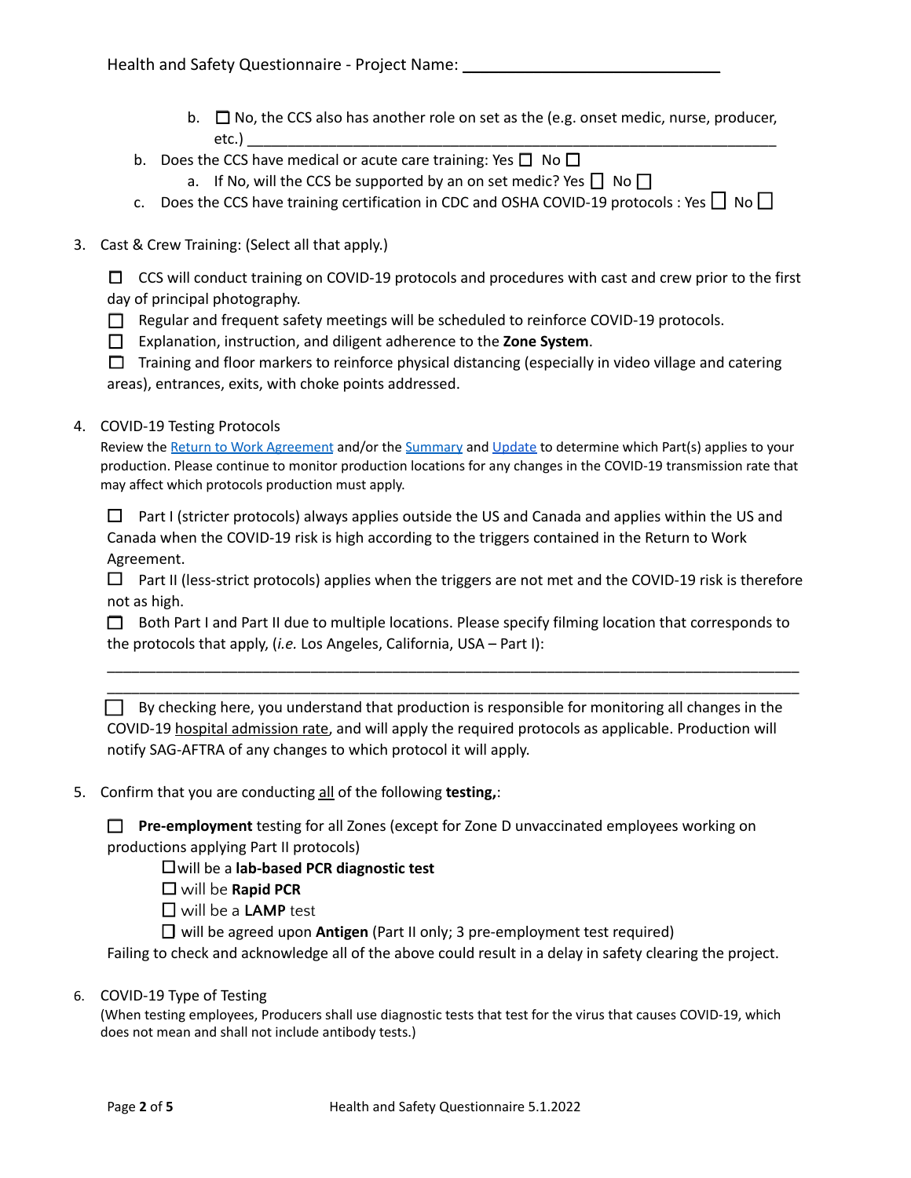b. ☐ No, the CCS also has another role on set as the (e.g. onset medic, nurse, producer, etc.) ___________________________________________________________________

b. Does the CCS have medical or acute care training: Yes ☐ No ☐

   a. If No, will the CCS be supported by an on set medic? Yes ☐ No ☐

c. Does the CCS have training certification in CDC and OSHA COVID-19 protocols : Yes ☐ No ☐

3. Cast & Crew Training: (Select all that apply.)

   ☐ CCS will conduct training on COVID-19 protocols and procedures with cast and crew prior to the first day of principal photography.

   ☐ Regular and frequent safety meetings will be scheduled to reinforce COVID-19 protocols.

   ☐ Explanation, instruction, and diligent adherence to the **Zone System**.

   ☐ Training and floor markers to reinforce physical distancing (especially in video village and catering areas), entrances, exits, with choke points addressed.

4. COVID-19 Testing Protocols

   Review the Return to Work Agreement and/or the Summary and Update to determine which Part(s) applies to your production. Please continue to monitor production locations for any changes in the COVID-19 transmission rate that may affect which protocols production must apply.

   ☐ Part I (stricter protocols) always applies outside the US and Canada and applies within the US and Canada when the COVID-19 risk is high according to the triggers contained in the Return to Work Agreement.

   ☐ Part II (less-strict protocols) applies when the triggers are not met and the COVID-19 risk is therefore not as high.

   ☐ Both Part I and Part II due to multiple locations. Please specify filming location that corresponds to the protocols that apply, (*i.e.* Los Angeles, California, USA – Part I):

   _____________________________________________________________________________________

   _____________________________________________________________________________________

   ☐ By checking here, you understand that production is responsible for monitoring all changes in the COVID-19 hospital admission rate, and will apply the required protocols as applicable. Production will notify SAG-AFTRA of any changes to which protocol it will apply.

5. Confirm that you are conducting all of the following **testing,**:

   ☐ **Pre-employment** testing for all Zones (except for Zone D unvaccinated employees working on productions applying Part II protocols)

   - ☐ will be a **lab-based PCR diagnostic test**
   - ☐ will be **Rapid PCR**
   - ☐ will be a **LAMP** test
   - ☐ will be agreed upon **Antigen** (Part II only; 3 pre-employment test required)

   Failing to check and acknowledge all of the above could result in a delay in safety clearing the project.

6. COVID-19 Type of Testing

   (When testing employees, Producers shall use diagnostic tests that test for the virus that causes COVID-19, which does not mean and shall not include antibody tests.)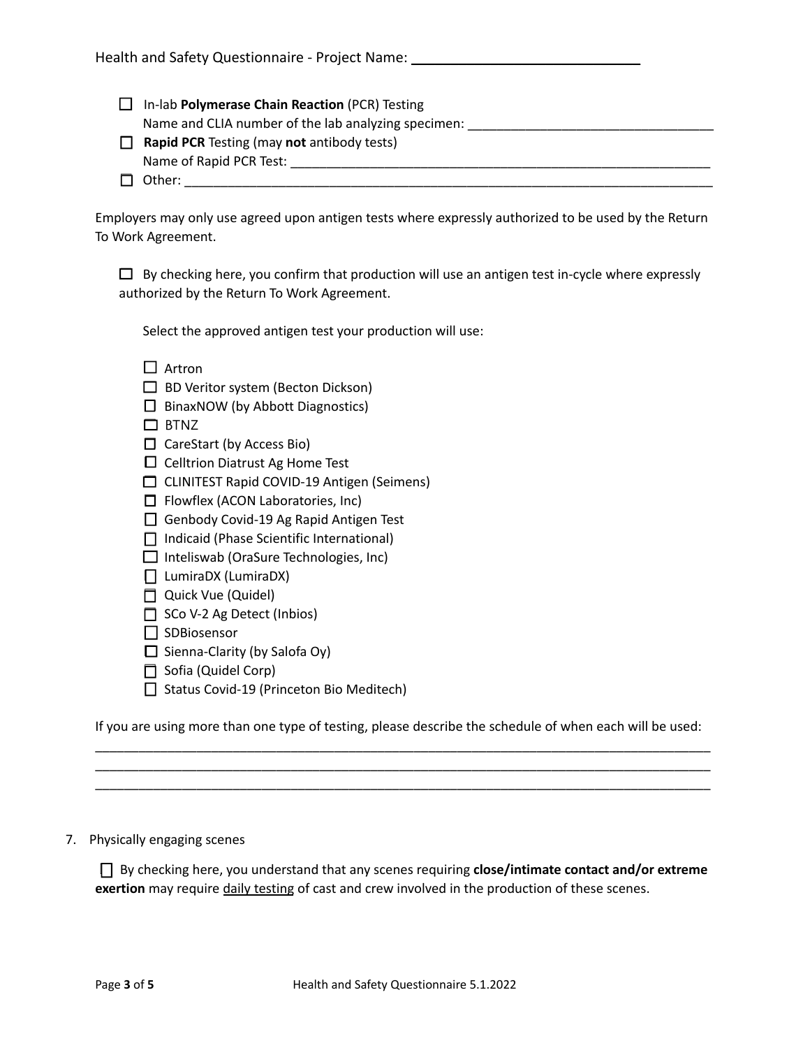Health and Safety Questionnaire - Project Name: ______________________________

- ☐ In-lab **Polymerase Chain Reaction** (PCR) Testing
  Name and CLIA number of the lab analyzing specimen: __________________________________
- ☐ **Rapid PCR** Testing (may **not** antibody tests)
  Name of Rapid PCR Test: ____________________________________________________________
- ☐ Other: ___________________________________________________________________________

Employers may only use agreed upon antigen tests where expressly authorized to be used by the Return To Work Agreement.

☐ By checking here, you confirm that production will use an antigen test in-cycle where expressly authorized by the Return To Work Agreement.

Select the approved antigen test your production will use:

- ☐ Artron
- ☐ BD Veritor system (Becton Dickson)
- ☐ BinaxNOW (by Abbott Diagnostics)
- ☐ BTNZ
- ☐ CareStart (by Access Bio)
- ☐ Celltrion Diatrust Ag Home Test
- ☐ CLINITEST Rapid COVID-19 Antigen (Seimens)
- ☐ Flowflex (ACON Laboratories, Inc)
- ☐ Genbody Covid-19 Ag Rapid Antigen Test
- ☐ Indicaid (Phase Scientific International)
- ☐ Inteliswab (OraSure Technologies, Inc)
- ☐ LumiraDX (LumiraDX)
- ☐ Quick Vue (Quidel)
- ☐ SCo V-2 Ag Detect (Inbios)
- ☐ SDBiosensor
- ☐ Sienna-Clarity (by Salofa Oy)
- ☐ Sofia (Quidel Corp)
- ☐ Status Covid-19 (Princeton Bio Meditech)

If you are using more than one type of testing, please describe the schedule of when each will be used:

__________________________________________________________________________________________
__________________________________________________________________________________________
__________________________________________________________________________________________

7. Physically engaging scenes

☐ By checking here, you understand that any scenes requiring **close/intimate contact and/or extreme exertion** may require daily testing of cast and crew involved in the production of these scenes.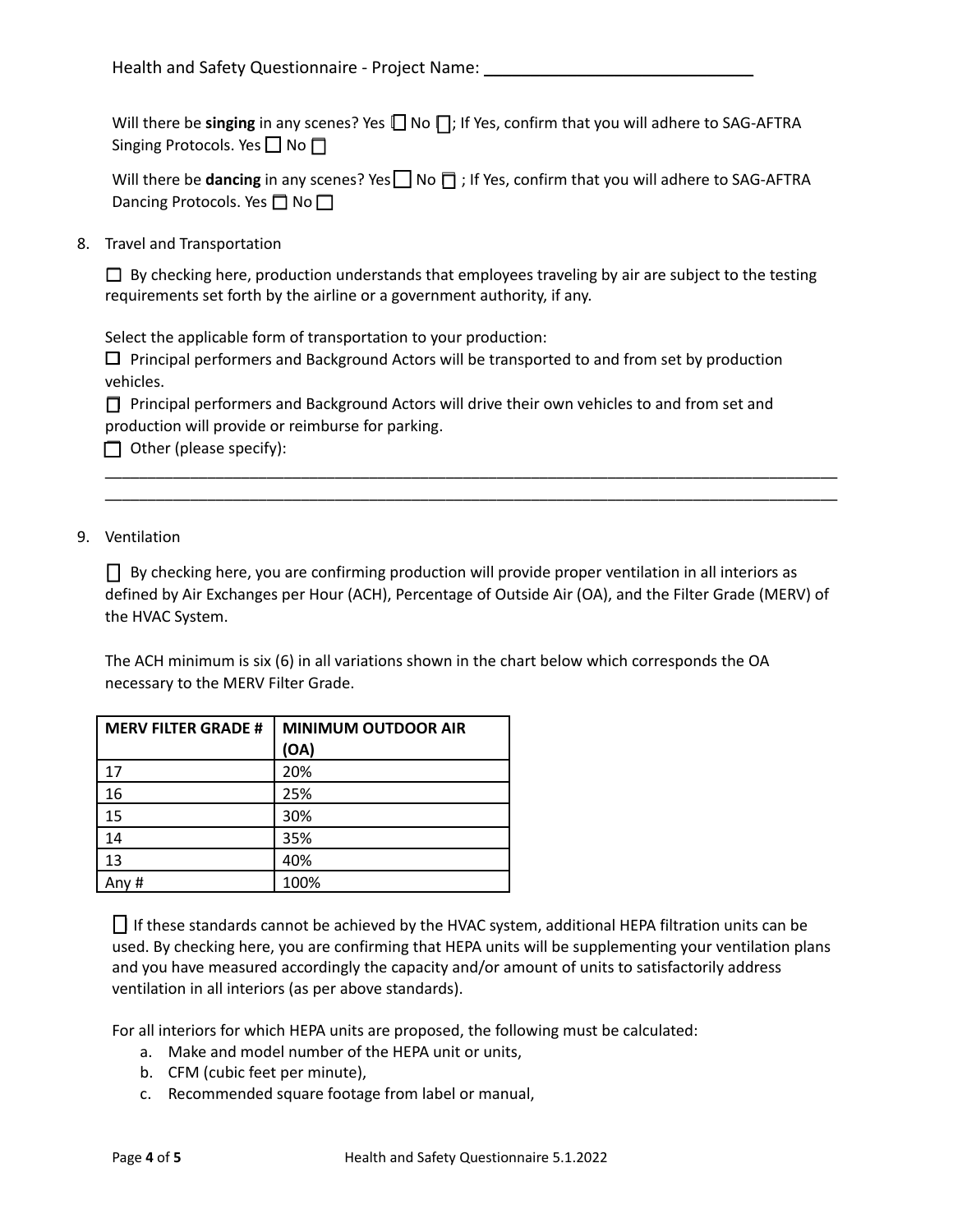Health and Safety Questionnaire - Project Name: ____________________________

Will there be **singing** in any scenes? Yes ☐ No ☐; If Yes, confirm that you will adhere to SAG-AFTRA Singing Protocols. Yes ☐ No ☐

Will there be **dancing** in any scenes? Yes ☐ No ☐ ; If Yes, confirm that you will adhere to SAG-AFTRA Dancing Protocols. Yes ☐ No ☐

8. Travel and Transportation

   ☐ By checking here, production understands that employees traveling by air are subject to the testing requirements set forth by the airline or a government authority, if any.

   Select the applicable form of transportation to your production:
   ☐ Principal performers and Background Actors will be transported to and from set by production vehicles.
   ☐ Principal performers and Background Actors will drive their own vehicles to and from set and production will provide or reimburse for parking.
   ☐ Other (please specify):
   ______________________________________________________________________________________
   ______________________________________________________________________________________

9. Ventilation

   ☐ By checking here, you are confirming production will provide proper ventilation in all interiors as defined by Air Exchanges per Hour (ACH), Percentage of Outside Air (OA), and the Filter Grade (MERV) of the HVAC System.

   The ACH minimum is six (6) in all variations shown in the chart below which corresponds the OA necessary to the MERV Filter Grade.

| MERV FILTER GRADE # | MINIMUM OUTDOOR AIR (OA) |
|---|---|
| 17 | 20% |
| 16 | 25% |
| 15 | 30% |
| 14 | 35% |
| 13 | 40% |
| Any # | 100% |

   ☐ If these standards cannot be achieved by the HVAC system, additional HEPA filtration units can be used. By checking here, you are confirming that HEPA units will be supplementing your ventilation plans and you have measured accordingly the capacity and/or amount of units to satisfactorily address ventilation in all interiors (as per above standards).

   For all interiors for which HEPA units are proposed, the following must be calculated:
   a. Make and model number of the HEPA unit or units,
   b. CFM (cubic feet per minute),
   c. Recommended square footage from label or manual,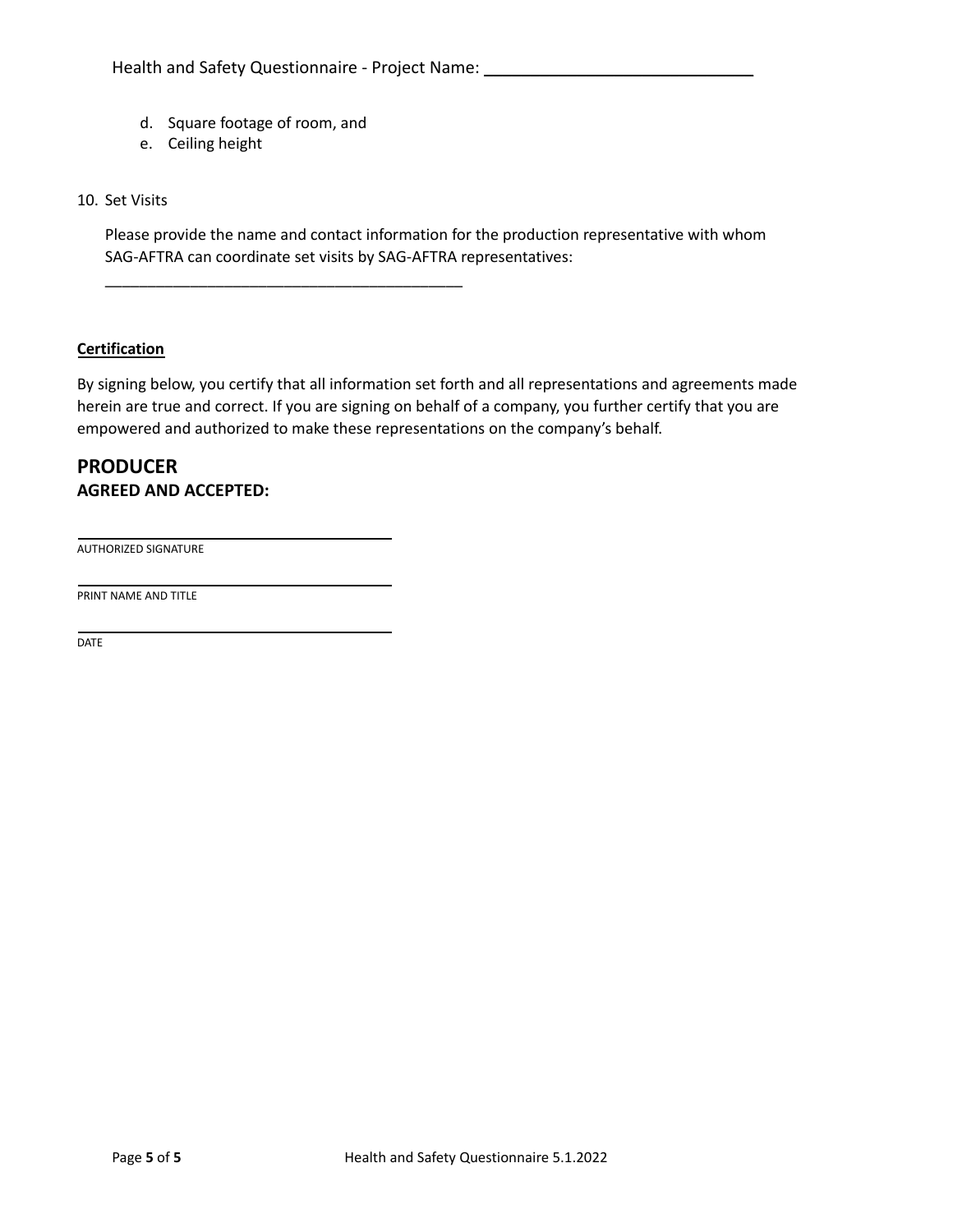d. Square footage of room, and
   e. Ceiling height

10. Set Visits

    Please provide the name and contact information for the production representative with whom SAG-AFTRA can coordinate set visits by SAG-AFTRA representatives:

    ____________________________________________

**Certification**

By signing below, you certify that all information set forth and all representations and agreements made herein are true and correct. If you are signing on behalf of a company, you further certify that you are empowered and authorized to make these representations on the company's behalf.

## PRODUCER
**AGREED AND ACCEPTED:**

____________________________________
AUTHORIZED SIGNATURE

____________________________________
PRINT NAME AND TITLE

____________________________________
DATE